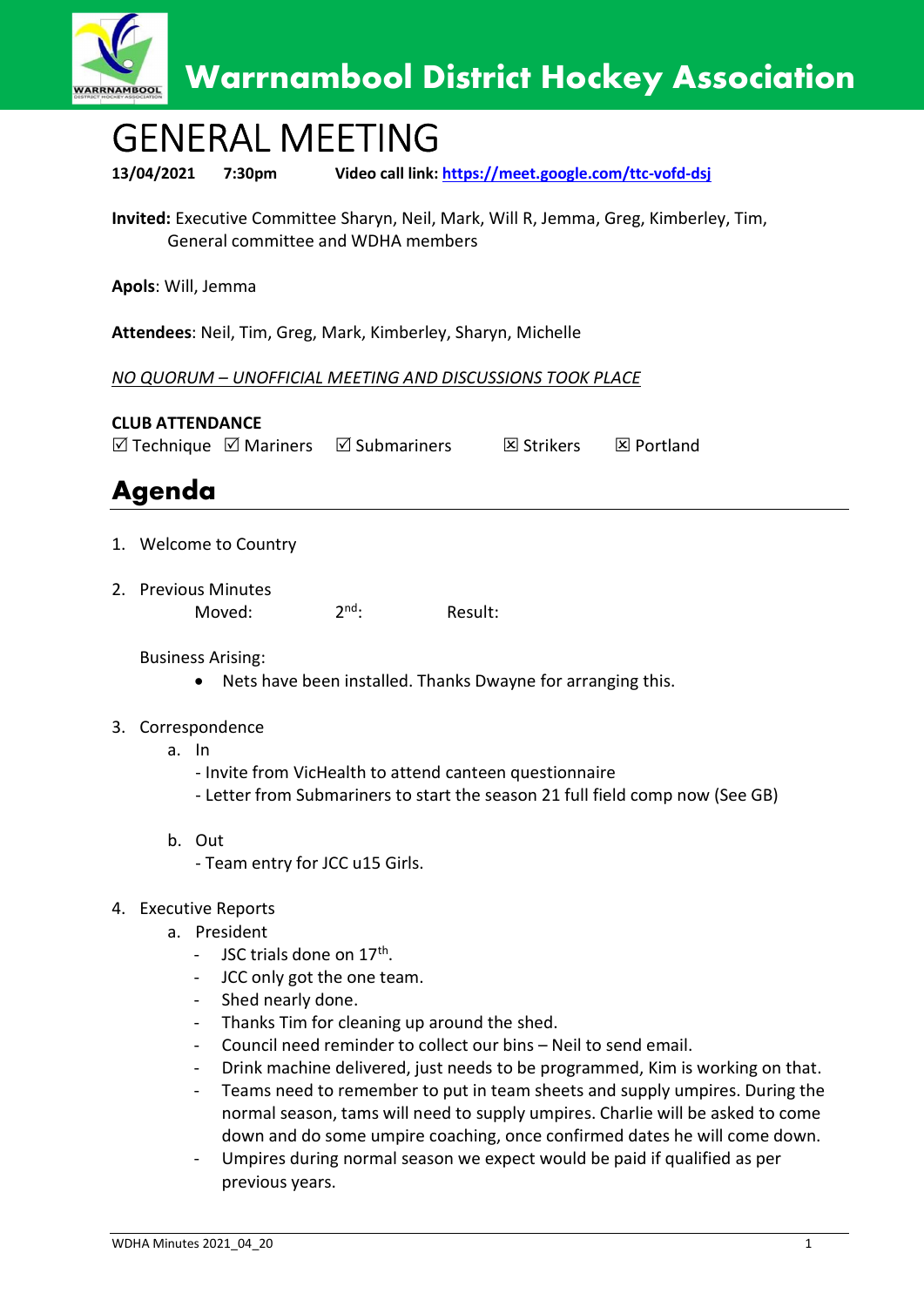# Warrnambool District Hockey Association

# GENERAL MEETING

**13/04/2021** **7:30pm** **Video call link:** [https://meet.google.com/ttc-vofd-dsj](https://meet.google.com/ttc-vofd-dsj)

**Invited:** Executive Committee Sharyn, Neil, Mark, Will R, Jemma, Greg, Kimberley, Tim, General committee and WDHA members

**Apols**: Will, Jemma

**Attendees**: Neil, Tim, Greg, Mark, Kimberley, Sharyn, Michelle

*NO QUORUM – UNOFFICIAL MEETING AND DISCUSSIONS TOOK PLACE*

**CLUB ATTENDANCE**

☑ Technique ☑ Mariners ☑ Submariners ☒ Strikers ☒ Portland

## Agenda

1. Welcome to Country

2. Previous Minutes

   Moved: 2nd: Result:

   Business Arising:

   - Nets have been installed. Thanks Dwayne for arranging this.

3. Correspondence
   a. In
      - Invite from VicHealth to attend canteen questionnaire
      - Letter from Submariners to start the season 21 full field comp now (See GB)

   b. Out
      - Team entry for JCC u15 Girls.

4. Executive Reports
   a. President
      - JSC trials done on 17th.
      - JCC only got the one team.
      - Shed nearly done.
      - Thanks Tim for cleaning up around the shed.
      - Council need reminder to collect our bins – Neil to send email.
      - Drink machine delivered, just needs to be programmed, Kim is working on that.
      - Teams need to remember to put in team sheets and supply umpires. During the normal season, tams will need to supply umpires. Charlie will be asked to come down and do some umpire coaching, once confirmed dates he will come down.
      - Umpires during normal season we expect would be paid if qualified as per previous years.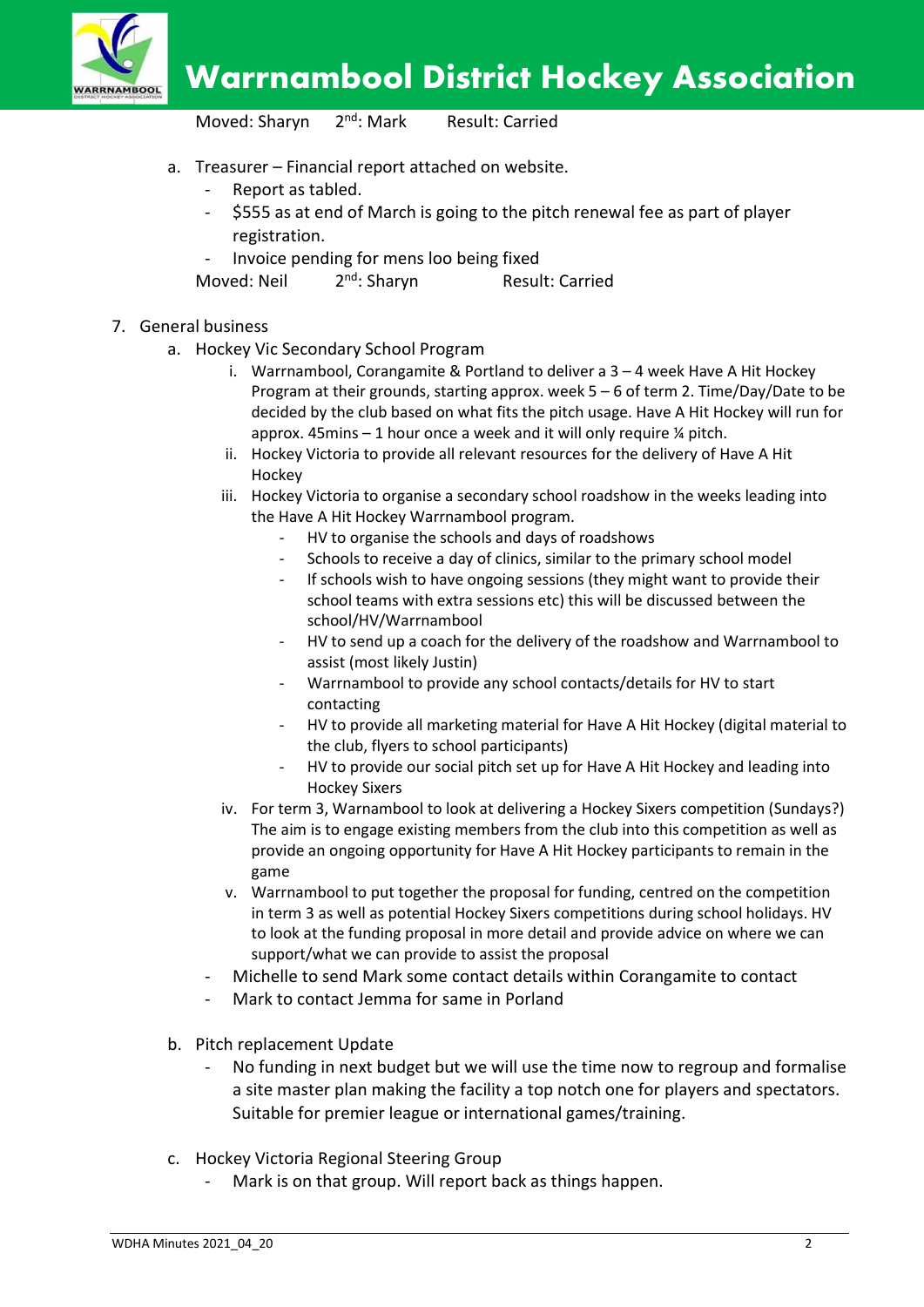Moved: Sharyn 2nd: Mark Result: Carried

a. Treasurer – Financial report attached on website.
   - Report as tabled.
   - $555 as at end of March is going to the pitch renewal fee as part of player registration.
   - Invoice pending for mens loo being fixed

   Moved: Neil 2nd: Sharyn Result: Carried

7. General business
   a. Hockey Vic Secondary School Program
      i. Warrnambool, Corangamite & Portland to deliver a 3 – 4 week Have A Hit Hockey Program at their grounds, starting approx. week 5 – 6 of term 2. Time/Day/Date to be decided by the club based on what fits the pitch usage. Have A Hit Hockey will run for approx. 45mins – 1 hour once a week and it will only require ¼ pitch.
      ii. Hockey Victoria to provide all relevant resources for the delivery of Have A Hit Hockey
      iii. Hockey Victoria to organise a secondary school roadshow in the weeks leading into the Have A Hit Hockey Warrnambool program.
         - HV to organise the schools and days of roadshows
         - Schools to receive a day of clinics, similar to the primary school model
         - If schools wish to have ongoing sessions (they might want to provide their school teams with extra sessions etc) this will be discussed between the school/HV/Warrnambool
         - HV to send up a coach for the delivery of the roadshow and Warrnambool to assist (most likely Justin)
         - Warrnambool to provide any school contacts/details for HV to start contacting
         - HV to provide all marketing material for Have A Hit Hockey (digital material to the club, flyers to school participants)
         - HV to provide our social pitch set up for Have A Hit Hockey and leading into Hockey Sixers
      iv. For term 3, Warrnambool to look at delivering a Hockey Sixers competition (Sundays?) The aim is to engage existing members from the club into this competition as well as provide an ongoing opportunity for Have A Hit Hockey participants to remain in the game
      v. Warrnambool to put together the proposal for funding, centred on the competition in term 3 as well as potential Hockey Sixers competitions during school holidays. HV to look at the funding proposal in more detail and provide advice on where we can support/what we can provide to assist the proposal
      - Michelle to send Mark some contact details within Corangamite to contact
      - Mark to contact Jemma for same in Porland

   b. Pitch replacement Update
      - No funding in next budget but we will use the time now to regroup and formalise a site master plan making the facility a top notch one for players and spectators. Suitable for premier league or international games/training.

   c. Hockey Victoria Regional Steering Group
      - Mark is on that group. Will report back as things happen.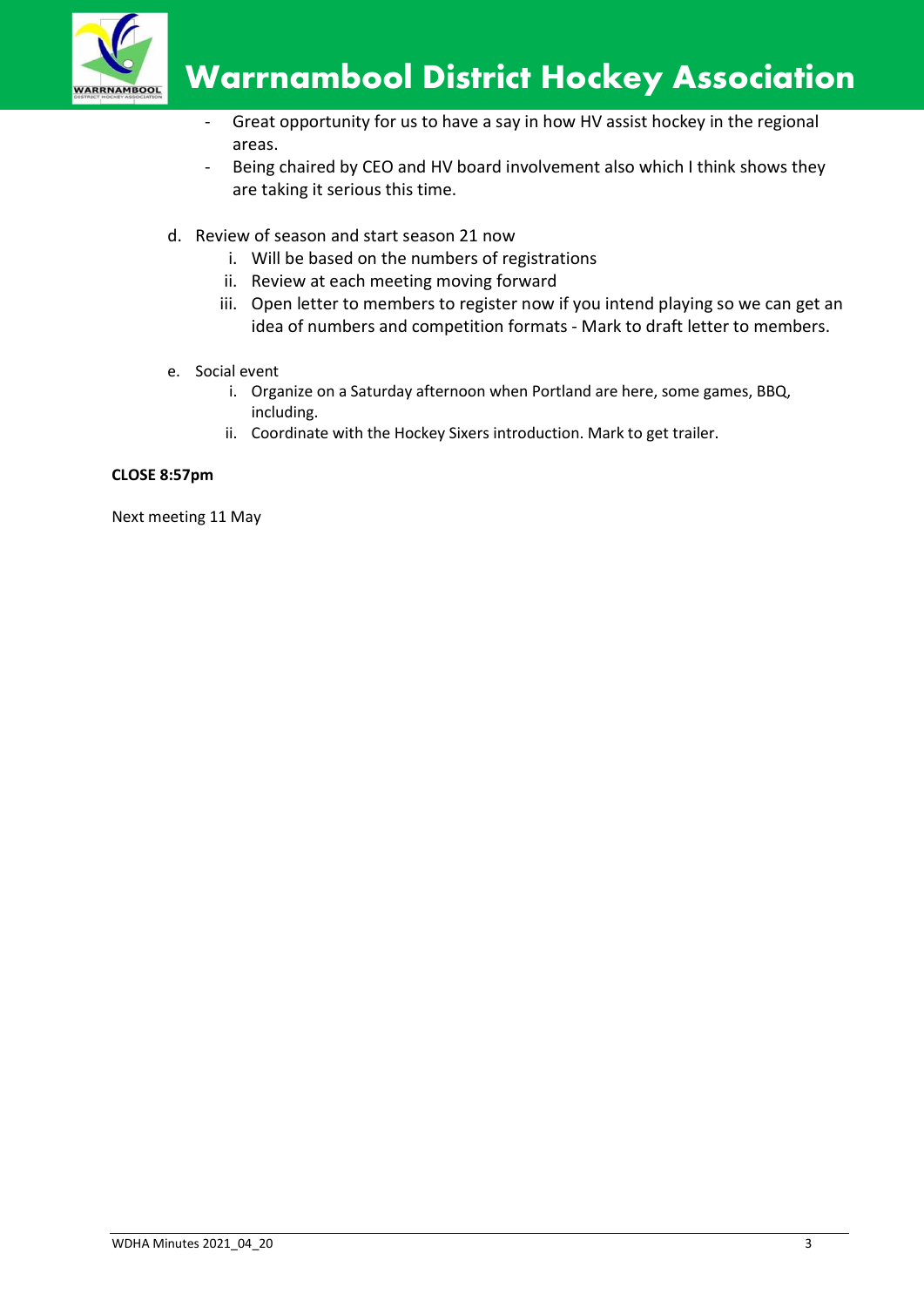- Great opportunity for us to have a say in how HV assist hockey in the regional areas.
- Being chaired by CEO and HV board involvement also which I think shows they are taking it serious this time.

d. Review of season and start season 21 now
   i. Will be based on the numbers of registrations
   ii. Review at each meeting moving forward
   iii. Open letter to members to register now if you intend playing so we can get an idea of numbers and competition formats - Mark to draft letter to members.

e. Social event
   i. Organize on a Saturday afternoon when Portland are here, some games, BBQ, including.
   ii. Coordinate with the Hockey Sixers introduction. Mark to get trailer.

**CLOSE 8:57pm**

Next meeting 11 May